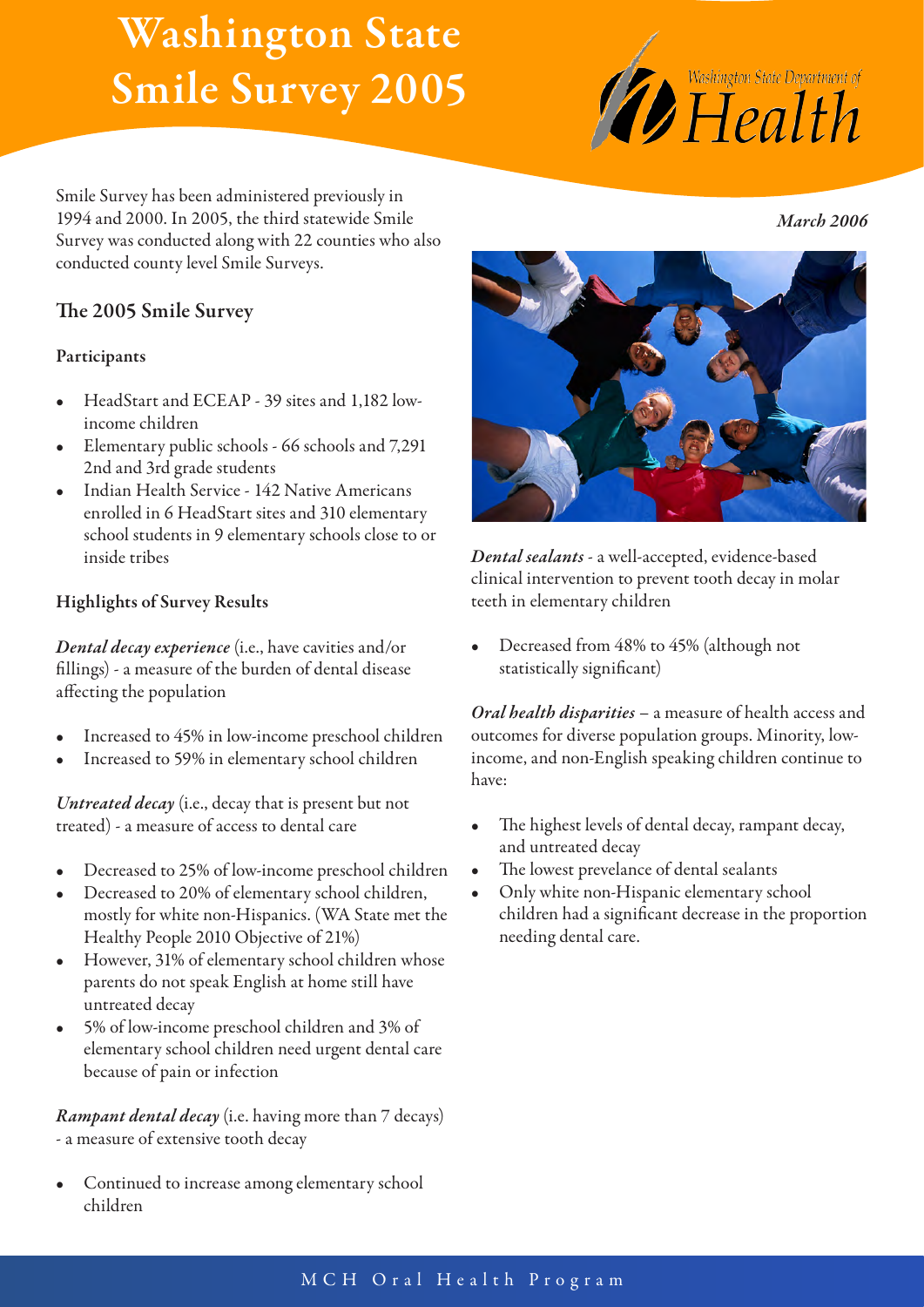# Washington State Smile Survey 2005

Washington State Department of Health

*March 2006*

Smile Survey has been administered previously in 1994 and 2000. In 2005, the third statewide Smile Survey was conducted along with 22 counties who also conducted county level Smile Surveys.

## The 2005 Smile Survey

### Participants

- HeadStart and ECEAP - 39 sites and 1,182 low-income children
- Elementary public schools - 66 schools and 7,291 2nd and 3rd grade students
- Indian Health Service - 142 Native Americans enrolled in 6 HeadStart sites and 310 elementary school students in 9 elementary schools close to or inside tribes

### Highlights of Survey Results

***Dental decay experience*** (i.e., have cavities and/or fillings) - a measure of the burden of dental disease affecting the population

- Increased to 45% in low-income preschool children
- Increased to 59% in elementary school children

***Untreated decay*** (i.e., decay that is present but not treated) - a measure of access to dental care

- Decreased to 25% of low-income preschool children
- Decreased to 20% of elementary school children, mostly for white non-Hispanics. (WA State met the Healthy People 2010 Objective of 21%)
- However, 31% of elementary school children whose parents do not speak English at home still have untreated decay
- 5% of low-income preschool children and 3% of elementary school children need urgent dental care because of pain or infection

***Rampant dental decay*** (i.e. having more than 7 decays) - a measure of extensive tooth decay

- Continued to increase among elementary school children

***Dental sealants*** - a well-accepted, evidence-based clinical intervention to prevent tooth decay in molar teeth in elementary children

- Decreased from 48% to 45% (although not statistically significant)

***Oral health disparities*** – a measure of health access and outcomes for diverse population groups. Minority, low-income, and non-English speaking children continue to have:

- The highest levels of dental decay, rampant decay, and untreated decay
- The lowest prevelance of dental sealants
- Only white non-Hispanic elementary school children had a significant decrease in the proportion needing dental care.

MCH Oral Health Program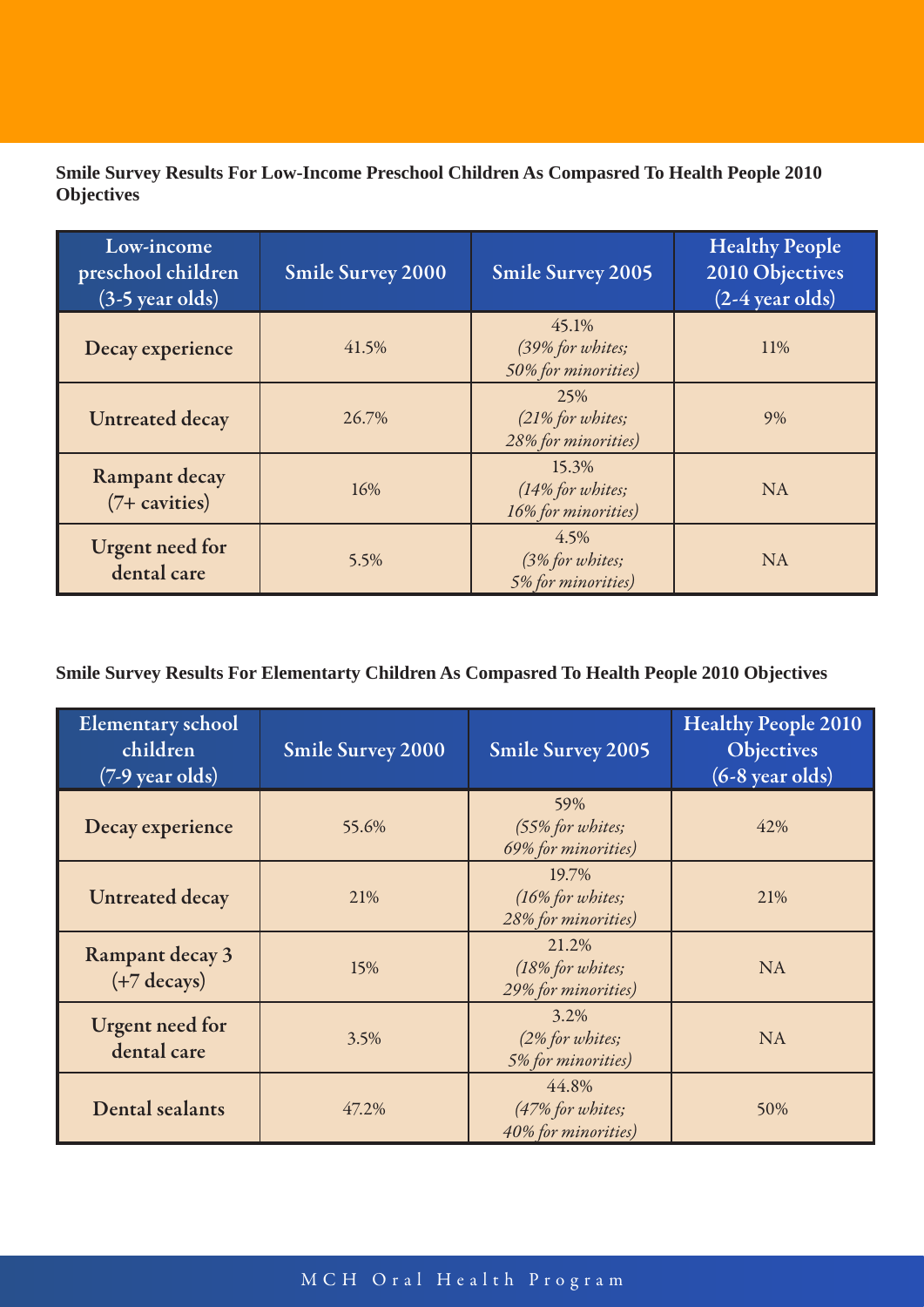**Smile Survey Results For Low-Income Preschool Children As Compasred To Health People 2010 Objectives**

| Low-income preschool children (3-5 year olds) | Smile Survey 2000 | Smile Survey 2005 | Healthy People 2010 Objectives (2-4 year olds) |
|---|---|---|---|
| Decay experience | 41.5% | 45.1% *(39% for whites; 50% for minorities)* | 11% |
| Untreated decay | 26.7% | 25% *(21% for whites; 28% for minorities)* | 9% |
| Rampant decay (7+ cavities) | 16% | 15.3% *(14% for whites; 16% for minorities)* | NA |
| Urgent need for dental care | 5.5% | 4.5% *(3% for whites; 5% for minorities)* | NA |

**Smile Survey Results For Elementarty Children As Compasred To Health People 2010 Objectives**

| Elementary school children (7-9 year olds) | Smile Survey 2000 | Smile Survey 2005 | Healthy People 2010 Objectives (6-8 year olds) |
|---|---|---|---|
| Decay experience | 55.6% | 59% *(55% for whites; 69% for minorities)* | 42% |
| Untreated decay | 21% | 19.7% *(16% for whites; 28% for minorities)* | 21% |
| Rampant decay 3 (+7 decays) | 15% | 21.2% *(18% for whites; 29% for minorities)* | NA |
| Urgent need for dental care | 3.5% | 3.2% *(2% for whites; 5% for minorities)* | NA |
| Dental sealants | 47.2% | 44.8% *(47% for whites; 40% for minorities)* | 50% |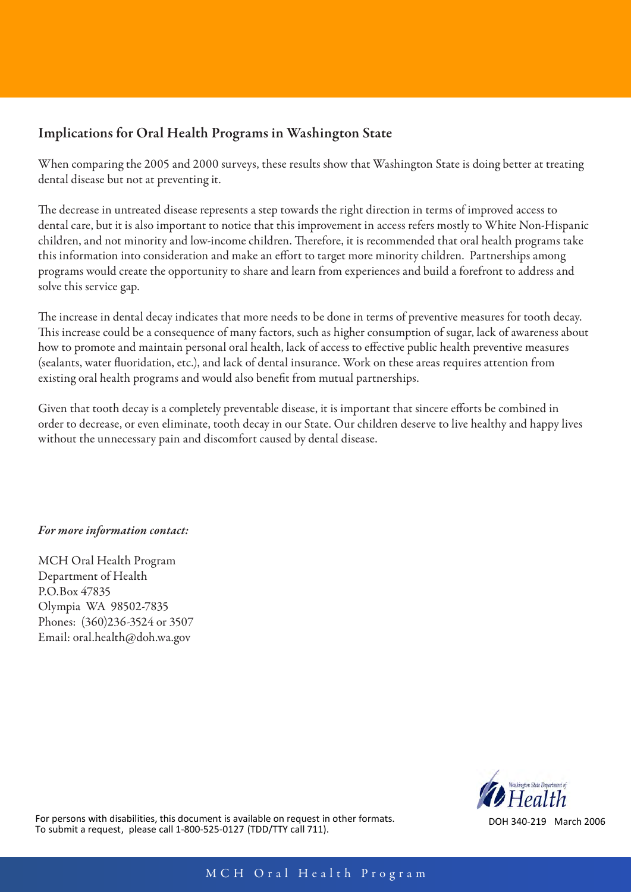## Implications for Oral Health Programs in Washington State

When comparing the 2005 and 2000 surveys, these results show that Washington State is doing better at treating dental disease but not at preventing it.

The decrease in untreated disease represents a step towards the right direction in terms of improved access to dental care, but it is also important to notice that this improvement in access refers mostly to White Non-Hispanic children, and not minority and low-income children. Therefore, it is recommended that oral health programs take this information into consideration and make an effort to target more minority children. Partnerships among programs would create the opportunity to share and learn from experiences and build a forefront to address and solve this service gap.

The increase in dental decay indicates that more needs to be done in terms of preventive measures for tooth decay. This increase could be a consequence of many factors, such as higher consumption of sugar, lack of awareness about how to promote and maintain personal oral health, lack of access to effective public health preventive measures (sealants, water fluoridation, etc.), and lack of dental insurance. Work on these areas requires attention from existing oral health programs and would also benefit from mutual partnerships.

Given that tooth decay is a completely preventable disease, it is important that sincere efforts be combined in order to decrease, or even eliminate, tooth decay in our State. Our children deserve to live healthy and happy lives without the unnecessary pain and discomfort caused by dental disease.

***For more information contact:***

MCH Oral Health Program
Department of Health
P.O.Box 47835
Olympia WA 98502-7835
Phones: (360)236-3524 or 3507
Email: oral.health@doh.wa.gov

Washington State Department of Health

For persons with disabilities, this document is available on request in other formats.
To submit a request, please call 1-800-525-0127 (TDD/TTY call 711).

DOH 340-219 March 2006

MCH Oral Health Program